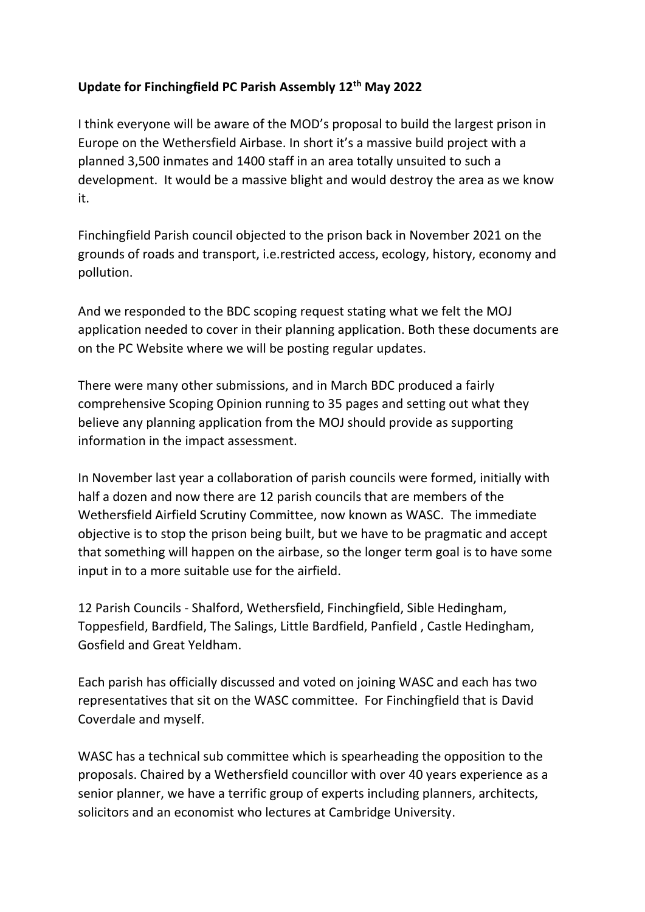**Update for Finchingfield PC Parish Assembly 12th May 2022**

I think everyone will be aware of the MOD's proposal to build the largest prison in Europe on the Wethersfield Airbase. In short it's a massive build project with a planned 3,500 inmates and 1400 staff in an area totally unsuited to such a development. It would be a massive blight and would destroy the area as we know it.

Finchingfield Parish council objected to the prison back in November 2021 on the grounds of roads and transport, i.e.restricted access, ecology, history, economy and pollution.

And we responded to the BDC scoping request stating what we felt the MOJ application needed to cover in their planning application. Both these documents are on the PC Website where we will be posting regular updates.

There were many other submissions, and in March BDC produced a fairly comprehensive Scoping Opinion running to 35 pages and setting out what they believe any planning application from the MOJ should provide as supporting information in the impact assessment.

In November last year a collaboration of parish councils were formed, initially with half a dozen and now there are 12 parish councils that are members of the Wethersfield Airfield Scrutiny Committee, now known as WASC. The immediate objective is to stop the prison being built, but we have to be pragmatic and accept that something will happen on the airbase, so the longer term goal is to have some input in to a more suitable use for the airfield.

12 Parish Councils - Shalford, Wethersfield, Finchingfield, Sible Hedingham, Toppesfield, Bardfield, The Salings, Little Bardfield, Panfield , Castle Hedingham, Gosfield and Great Yeldham.

Each parish has officially discussed and voted on joining WASC and each has two representatives that sit on the WASC committee. For Finchingfield that is David Coverdale and myself.

WASC has a technical sub committee which is spearheading the opposition to the proposals. Chaired by a Wethersfield councillor with over 40 years experience as a senior planner, we have a terrific group of experts including planners, architects, solicitors and an economist who lectures at Cambridge University.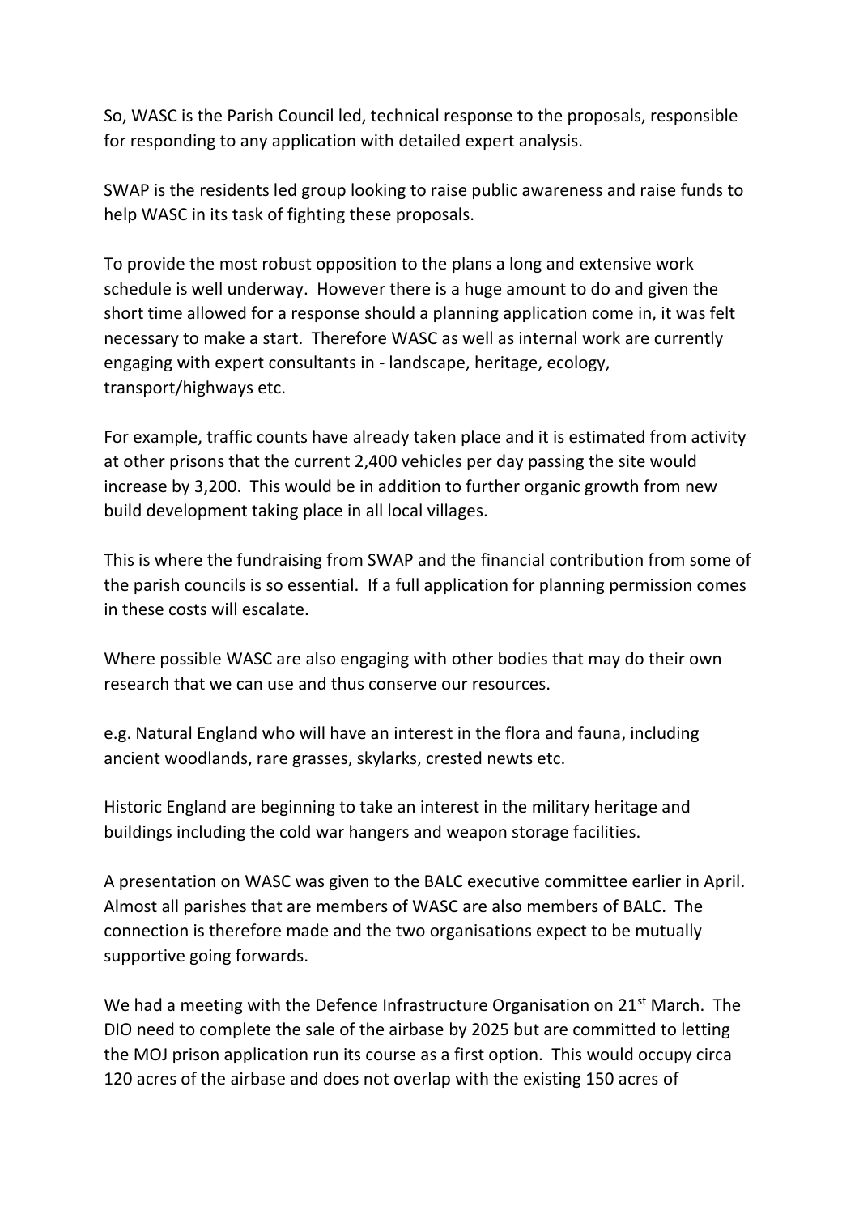So, WASC is the Parish Council led, technical response to the proposals, responsible for responding to any application with detailed expert analysis.

SWAP is the residents led group looking to raise public awareness and raise funds to help WASC in its task of fighting these proposals.

To provide the most robust opposition to the plans a long and extensive work schedule is well underway. However there is a huge amount to do and given the short time allowed for a response should a planning application come in, it was felt necessary to make a start. Therefore WASC as well as internal work are currently engaging with expert consultants in - landscape, heritage, ecology, transport/highways etc.

For example, traffic counts have already taken place and it is estimated from activity at other prisons that the current 2,400 vehicles per day passing the site would increase by 3,200. This would be in addition to further organic growth from new build development taking place in all local villages.

This is where the fundraising from SWAP and the financial contribution from some of the parish councils is so essential. If a full application for planning permission comes in these costs will escalate.

Where possible WASC are also engaging with other bodies that may do their own research that we can use and thus conserve our resources.

e.g. Natural England who will have an interest in the flora and fauna, including ancient woodlands, rare grasses, skylarks, crested newts etc.

Historic England are beginning to take an interest in the military heritage and buildings including the cold war hangers and weapon storage facilities.

A presentation on WASC was given to the BALC executive committee earlier in April. Almost all parishes that are members of WASC are also members of BALC. The connection is therefore made and the two organisations expect to be mutually supportive going forwards.

We had a meeting with the Defence Infrastructure Organisation on 21st March. The DIO need to complete the sale of the airbase by 2025 but are committed to letting the MOJ prison application run its course as a first option. This would occupy circa 120 acres of the airbase and does not overlap with the existing 150 acres of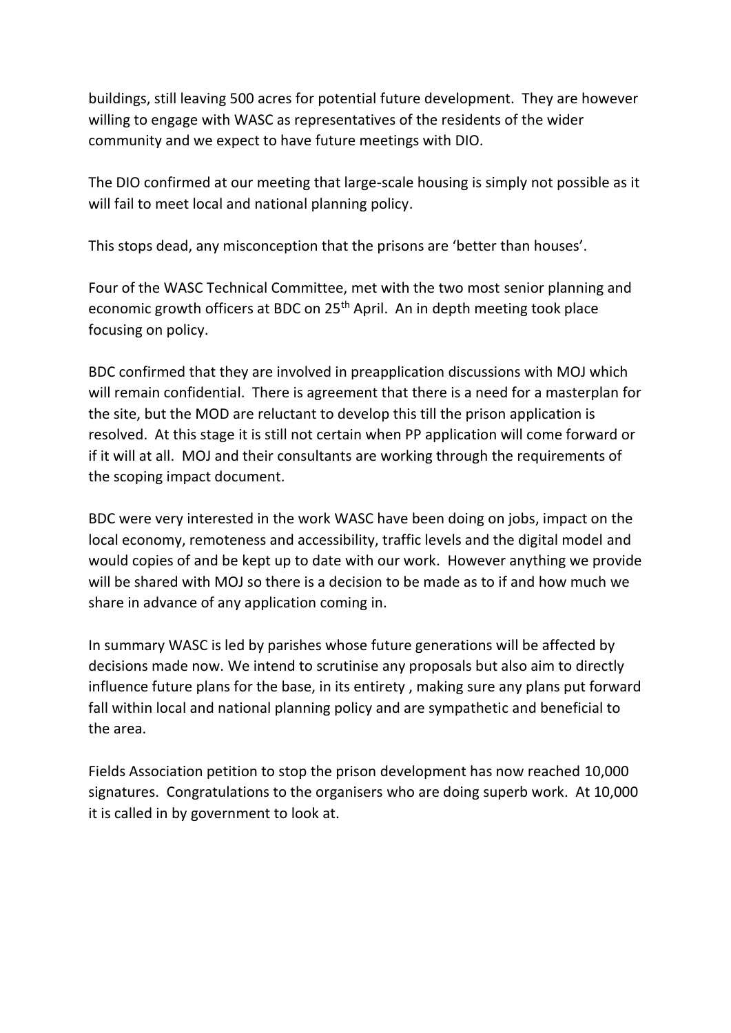buildings, still leaving 500 acres for potential future development. They are however willing to engage with WASC as representatives of the residents of the wider community and we expect to have future meetings with DIO.

The DIO confirmed at our meeting that large-scale housing is simply not possible as it will fail to meet local and national planning policy.

This stops dead, any misconception that the prisons are 'better than houses'.

Four of the WASC Technical Committee, met with the two most senior planning and economic growth officers at BDC on 25th April. An in depth meeting took place focusing on policy.

BDC confirmed that they are involved in preapplication discussions with MOJ which will remain confidential. There is agreement that there is a need for a masterplan for the site, but the MOD are reluctant to develop this till the prison application is resolved. At this stage it is still not certain when PP application will come forward or if it will at all. MOJ and their consultants are working through the requirements of the scoping impact document.

BDC were very interested in the work WASC have been doing on jobs, impact on the local economy, remoteness and accessibility, traffic levels and the digital model and would copies of and be kept up to date with our work. However anything we provide will be shared with MOJ so there is a decision to be made as to if and how much we share in advance of any application coming in.

In summary WASC is led by parishes whose future generations will be affected by decisions made now. We intend to scrutinise any proposals but also aim to directly influence future plans for the base, in its entirety , making sure any plans put forward fall within local and national planning policy and are sympathetic and beneficial to the area.

Fields Association petition to stop the prison development has now reached 10,000 signatures. Congratulations to the organisers who are doing superb work. At 10,000 it is called in by government to look at.